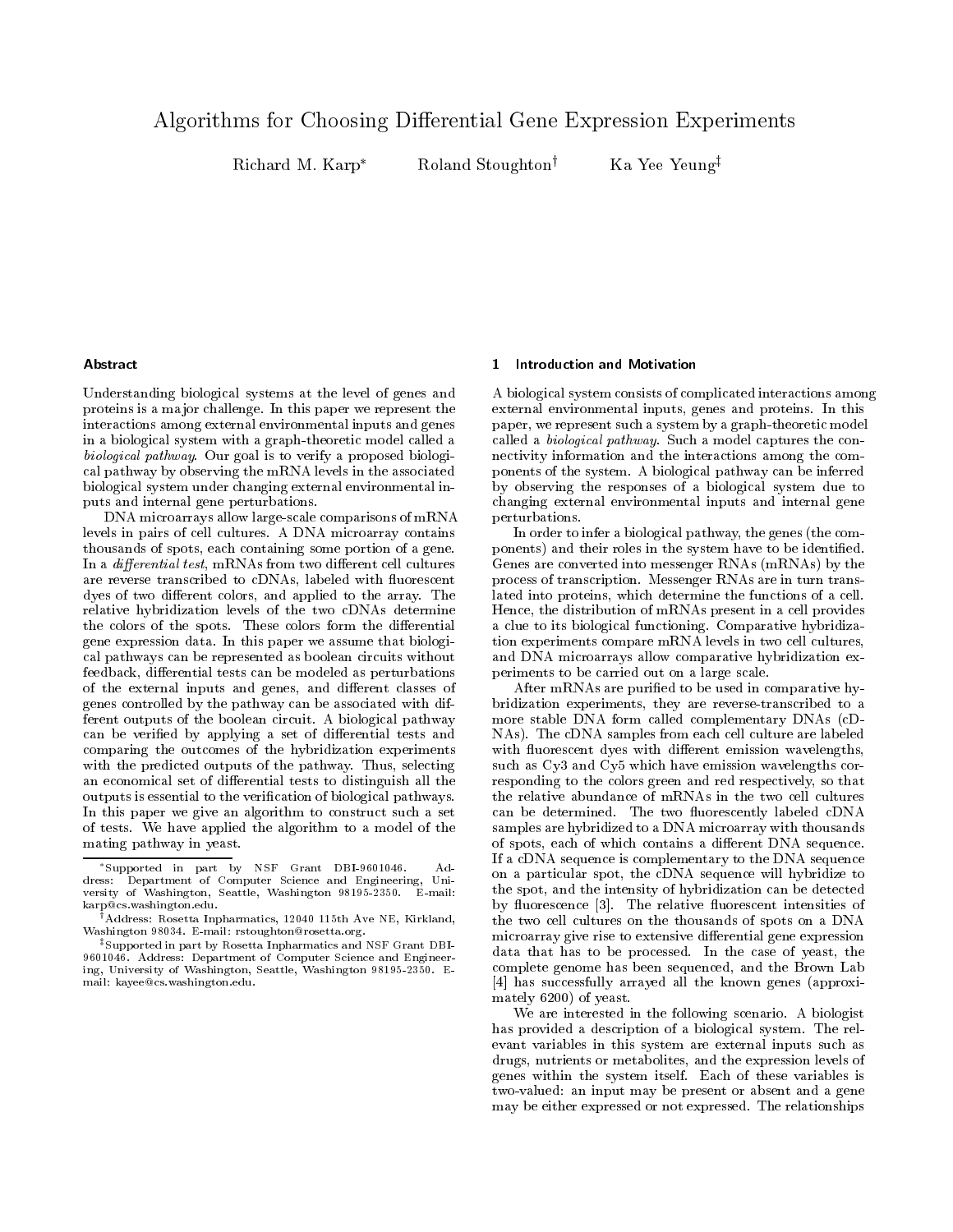# Algorithms for Choosing Differential Gene Expression Experiments

Richard M. Karp* Roland Stoughton† Ka Yee Yeung‡

## Abstract

Understanding biological systems at the level of genes and proteins is a major challenge. In this paper we represent the interactions among external environmental inputs and genes in a biological system with a graph-theoretic model called a *biological pathway*. Our goal is to verify a proposed biological pathway by observing the mRNA levels in the associated biological system under changing external environmental inputs and internal gene perturbations.

DNA microarrays allow large-scale comparisons of mRNA levels in pairs of cell cultures. A DNA microarray contains thousands of spots, each containing some portion of a gene. In a *differential test*, mRNAs from two different cell cultures are reverse transcribed to cDNAs, labeled with fluorescent dyes of two different colors, and applied to the array. The relative hybridization levels of the two cDNAs determine the colors of the spots. These colors form the differential gene expression data. In this paper we assume that biological pathways can be represented as boolean circuits without feedback, differential tests can be modeled as perturbations of the external inputs and genes, and different classes of genes controlled by the pathway can be associated with different outputs of the boolean circuit. A biological pathway can be verified by applying a set of differential tests and comparing the outcomes of the hybridization experiments with the predicted outputs of the pathway. Thus, selecting an economical set of differential tests to distinguish all the outputs is essential to the verification of biological pathways. In this paper we give an algorithm to construct such a set of tests. We have applied the algorithm to a model of the mating pathway in yeast.

*Supported in part by NSF Grant DBI-9601046. Address: Department of Computer Science and Engineering, University of Washington, Seattle, Washington 98195-2350. E-mail: karp@cs.washington.edu.

†Address: Rosetta Inpharmatics, 12040 115th Ave NE, Kirkland, Washington 98034. E-mail: rstoughton@rosetta.org.

‡Supported in part by Rosetta Inpharmatics and NSF Grant DBI-9601046. Address: Department of Computer Science and Engineering, University of Washington, Seattle, Washington 98195-2350. E-mail: kayee@cs.washington.edu.

## 1 Introduction and Motivation

A biological system consists of complicated interactions among external environmental inputs, genes and proteins. In this paper, we represent such a system by a graph-theoretic model called a *biological pathway*. Such a model captures the connectivity information and the interactions among the components of the system. A biological pathway can be inferred by observing the responses of a biological system due to changing external environmental inputs and internal gene perturbations.

In order to infer a biological pathway, the genes (the components) and their roles in the system have to be identified. Genes are converted into messenger RNAs (mRNAs) by the process of transcription. Messenger RNAs are in turn translated into proteins, which determine the functions of a cell. Hence, the distribution of mRNAs present in a cell provides a clue to its biological functioning. Comparative hybridization experiments compare mRNA levels in two cell cultures, and DNA microarrays allow comparative hybridization experiments to be carried out on a large scale.

After mRNAs are purified to be used in comparative hybridization experiments, they are reverse-transcribed to a more stable DNA form called complementary DNAs (cDNAs). The cDNA samples from each cell culture are labeled with fluorescent dyes with different emission wavelengths, such as Cy3 and Cy5 which have emission wavelengths corresponding to the colors green and red respectively, so that the relative abundance of mRNAs in the two cell cultures can be determined. The two fluorescently labeled cDNA samples are hybridized to a DNA microarray with thousands of spots, each of which contains a different DNA sequence. If a cDNA sequence is complementary to the DNA sequence on a particular spot, the cDNA sequence will hybridize to the spot, and the intensity of hybridization can be detected by fluorescence [3]. The relative fluorescent intensities of the two cell cultures on the thousands of spots on a DNA microarray give rise to extensive differential gene expression data that has to be processed. In the case of yeast, the complete genome has been sequenced, and the Brown Lab [4] has successfully arrayed all the known genes (approximately 6200) of yeast.

We are interested in the following scenario. A biologist has provided a description of a biological system. The relevant variables in this system are external inputs such as drugs, nutrients or metabolites, and the expression levels of genes within the system itself. Each of these variables is two-valued: an input may be present or absent and a gene may be either expressed or not expressed. The relationships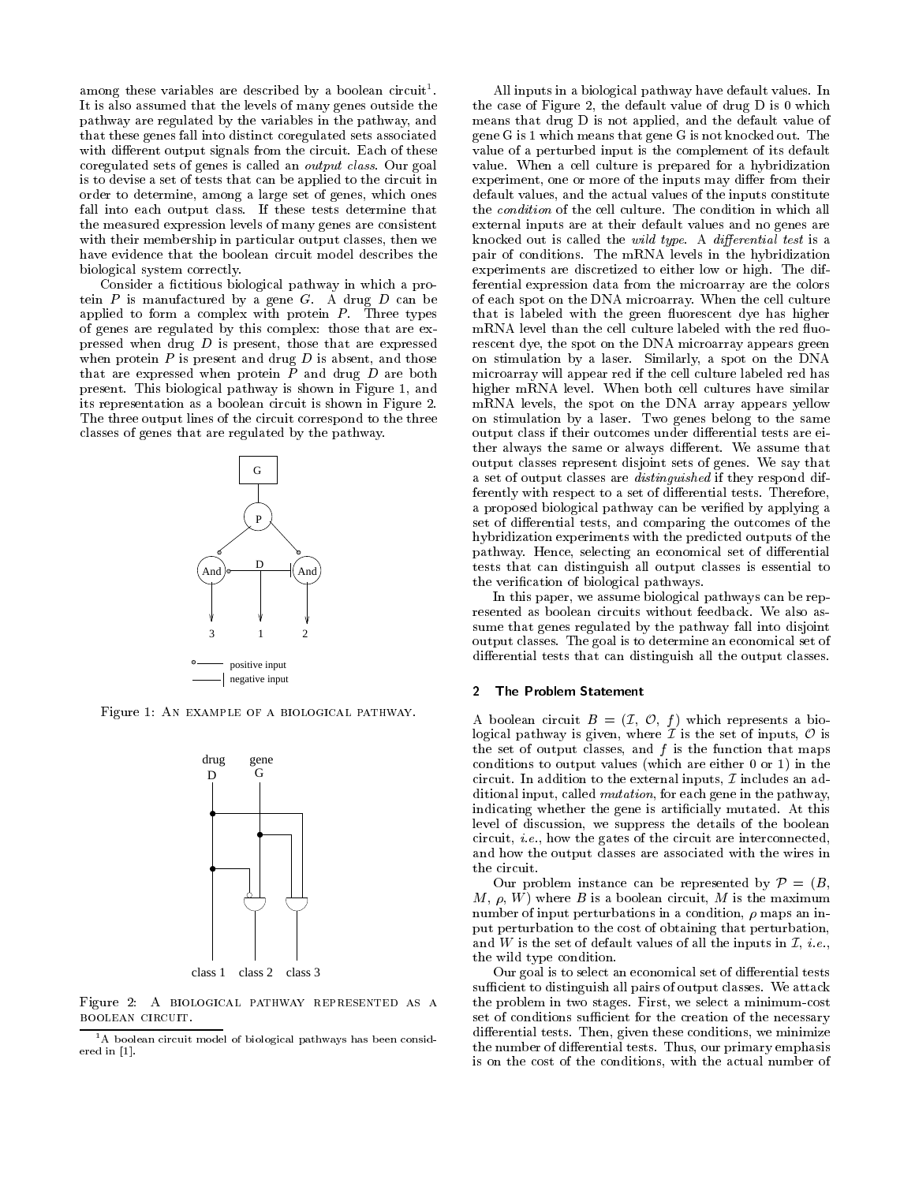among these variables are described by a boolean circuit[1]. It is also assumed that the levels of many genes outside the pathway are regulated by the variables in the pathway, and that these genes fall into distinct coregulated sets associated with different output signals from the circuit. Each of these coregulated sets of genes is called an *output class*. Our goal is to devise a set of tests that can be applied to the circuit in order to determine, among a large set of genes, which ones fall into each output class. If these tests determine that the measured expression levels of many genes are consistent with their membership in particular output classes, then we have evidence that the boolean circuit model describes the biological system correctly.

Consider a fictitious biological pathway in which a protein $P$ is manufactured by a gene $G$. A drug $D$ can be applied to form a complex with protein $P$. Three types of genes are regulated by this complex: those that are expressed when drug $D$ is present, those that are expressed when protein $P$ is present and drug $D$ is absent, and those that are expressed when protein $P$ and drug $D$ are both present. This biological pathway is shown in Figure 1, and its representation as a boolean circuit is shown in Figure 2. The three output lines of the circuit correspond to the three classes of genes that are regulated by the pathway.

G

P

And

D

And

3

1

2

positive input

negative input

Figure 1: An example of a biological pathway.

drug

D

gene

G

class 1

class 2

class 3

Figure 2: A biological pathway represented as a boolean circuit.

[1]A boolean circuit model of biological pathways has been considered in [1].

All inputs in a biological pathway have default values. In the case of Figure 2, the default value of drug D is 0 which means that drug D is not applied, and the default value of gene G is 1 which means that gene G is not knocked out. The value of a perturbed input is the complement of its default value. When a cell culture is prepared for a hybridization experiment, one or more of the inputs may differ from their default values, and the actual values of the inputs constitute the *condition* of the cell culture. The condition in which all external inputs are at their default values and no genes are knocked out is called the *wild type*. A *differential test* is a pair of conditions. The mRNA levels in the hybridization experiments are discretized to either low or high. The differential expression data from the microarray are the colors of each spot on the DNA microarray. When the cell culture that is labeled with the green fluorescent dye has higher mRNA level than the cell culture labeled with the red fluorescent dye, the spot on the DNA microarray appears green on stimulation by a laser. Similarly, a spot on the DNA microarray will appear red if the cell culture labeled red has higher mRNA level. When both cell cultures have similar mRNA levels, the spot on the DNA array appears yellow on stimulation by a laser. Two genes belong to the same output class if their outcomes under differential tests are either always the same or always different. We assume that output classes represent disjoint sets of genes. We say that a set of output classes are *distinguished* if they respond differently with respect to a set of differential tests. Therefore, a proposed biological pathway can be verified by applying a set of differential tests, and comparing the outcomes of the hybridization experiments with the predicted outputs of the pathway. Hence, selecting an economical set of differential tests that can distinguish all output classes is essential to the verification of biological pathways.

In this paper, we assume biological pathways can be represented as boolean circuits without feedback. We also assume that genes regulated by the pathway fall into disjoint output classes. The goal is to determine an economical set of differential tests that can distinguish all the output classes.

## 2 The Problem Statement

A boolean circuit $B = (\mathcal{I}, \mathcal{O}, f)$ which represents a biological pathway is given, where $\mathcal{I}$ is the set of inputs, $\mathcal{O}$ is the set of output classes, and $f$ is the function that maps conditions to output values (which are either 0 or 1) in the circuit. In addition to the external inputs, $\mathcal{I}$ includes an additional input, called *mutation*, for each gene in the pathway, indicating whether the gene is artificially mutated. At this level of discussion, we suppress the details of the boolean circuit, *i.e.*, how the gates of the circuit are interconnected, and how the output classes are associated with the wires in the circuit.

Our problem instance can be represented by $\mathcal{P} = (B, M, \rho, W)$ where $B$ is a boolean circuit, $M$ is the maximum number of input perturbations in a condition, $\rho$ maps an input perturbation to the cost of obtaining that perturbation, and $W$ is the set of default values of all the inputs in $\mathcal{I}$, *i.e.*, the wild type condition.

Our goal is to select an economical set of differential tests sufficient to distinguish all pairs of output classes. We attack the problem in two stages. First, we select a minimum-cost set of conditions sufficient for the creation of the necessary differential tests. Then, given these conditions, we minimize the number of differential tests. Thus, our primary emphasis is on the cost of the conditions, with the actual number of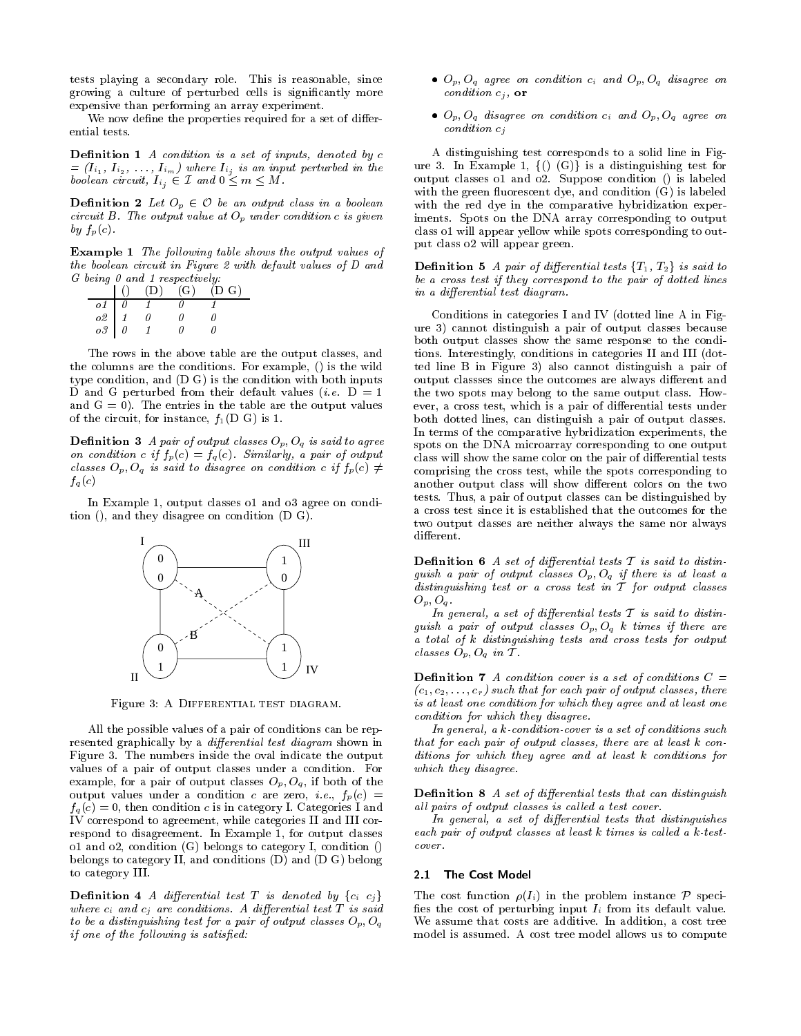tests playing a secondary role. This is reasonable, since growing a culture of perturbed cells is significantly more expensive than performing an array experiment.

We now define the properties required for a set of differential tests.

**Definition 1** *A condition is a set of inputs, denoted by c = ($I_{i_1}$, $I_{i_2}$, ..., $I_{i_m}$) where $I_{i_j}$ is an input perturbed in the boolean circuit, $I_{i_j} \in \mathcal{I}$ and $0 \leq m \leq M$.*

**Definition 2** *Let $O_p \in \mathcal{O}$ be an output class in a boolean circuit B. The output value at $O_p$ under condition c is given by $f_p(c)$.*

**Example 1** *The following table shows the output values of the boolean circuit in Figure 2 with default values of D and G being 0 and 1 respectively:*

| | () | (D) | (G) | (D G) |
|---|---|---|---|---|
| o1 | 0 | 1 | 0 | 1 |
| o2 | 1 | 0 | 0 | 0 |
| o3 | 0 | 1 | 0 | 0 |

The rows in the above table are the output classes, and the columns are the conditions. For example, () is the wild type condition, and (D G) is the condition with both inputs D and G perturbed from their default values (*i.e.* D = 1 and G = 0). The entries in the table are the output values of the circuit, for instance, $f_1$(D G) is 1.

**Definition 3** *A pair of output classes $O_p, O_q$ is said to agree on condition c if $f_p(c) = f_q(c)$. Similarly, a pair of output classes $O_p, O_q$ is said to disagree on condition c if $f_p(c) \neq f_q(c)$*

In Example 1, output classes o1 and o3 agree on condition (), and they disagree on condition (D G).

Figure 3: A Differential test diagram.

All the possible values of a pair of conditions can be represented graphically by a *differential test diagram* shown in Figure 3. The numbers inside the oval indicate the output values of a pair of output classes under a condition. For example, for a pair of output classes $O_p, O_q$, if both of the output values under a condition c are zero, *i.e.*, $f_p(c) = f_q(c) = 0$, then condition c is in category I. Categories I and IV correspond to agreement, while categories II and III correspond to disagreement. In Example 1, for output classes o1 and o2, condition (G) belongs to category I, condition () belongs to category II, and conditions (D) and (D G) belong to category III.

**Definition 4** *A differential test T is denoted by $\{c_i \ c_j\}$ where $c_i$ and $c_j$ are conditions. A differential test T is said to be a distinguishing test for a pair of output classes $O_p, O_q$ if one of the following is satisfied:*

- *$O_p, O_q$ agree on condition $c_i$ and $O_p, O_q$ disagree on condition $c_j$,* **or**
- *$O_p, O_q$ disagree on condition $c_i$ and $O_p, O_q$ agree on condition $c_j$*

A distinguishing test corresponds to a solid line in Figure 3. In Example 1, {() (G)} is a distinguishing test for output classes o1 and o2. Suppose condition () is labeled with the green fluorescent dye, and condition (G) is labeled with the red dye in the comparative hybridization experiments. Spots on the DNA array corresponding to output class o1 will appear yellow while spots corresponding to output class o2 will appear green.

**Definition 5** *A pair of differential tests $\{T_1, T_2\}$ is said to be a cross test if they correspond to the pair of dotted lines in a differential test diagram.*

Conditions in categories I and IV (dotted line A in Figure 3) cannot distinguish a pair of output classes because both output classes show the same response to the conditions. Interestingly, conditions in categories II and III (dotted line B in Figure 3) also cannot distinguish a pair of output classses since the outcomes are always different and the two spots may belong to the same output class. However, a cross test, which is a pair of differential tests under both dotted lines, can distinguish a pair of output classes. In terms of the comparative hybridization experiments, the spots on the DNA microarray corresponding to one output class will show the same color on the pair of differential tests comprising the cross test, while the spots corresponding to another output class will show different colors on the two tests. Thus, a pair of output classes can be distinguished by a cross test since it is established that the outcomes for the two output classes are neither always the same nor always different.

**Definition 6** *A set of differential tests $\mathcal{T}$ is said to distinguish a pair of output classes $O_p, O_q$ if there is at least a distinguishing test or a cross test in $\mathcal{T}$ for output classes $O_p, O_q$.*

*In general, a set of differential tests $\mathcal{T}$ is said to distinguish a pair of output classes $O_p, O_q$ k times if there are a total of k distinguishing tests and cross tests for output classes $O_p, O_q$ in $\mathcal{T}$.*

**Definition 7** *A condition cover is a set of conditions $C = (c_1, c_2, \ldots, c_r)$ such that for each pair of output classes, there is at least one condition for which they agree and at least one condition for which they disagree.*

*In general, a k-condition-cover is a set of conditions such that for each pair of output classes, there are at least k conditions for which they agree and at least k conditions for which they disagree.*

**Definition 8** *A set of differential tests that can distinguish all pairs of output classes is called a test cover.*

*In general, a set of differential tests that distinguishes each pair of output classes at least k times is called a k-test-cover.*

### 2.1 The Cost Model

The cost function $\rho(I_i)$ in the problem instance $\mathcal{P}$ specifies the cost of perturbing input $I_i$ from its default value. We assume that costs are additive. In addition, a cost tree model is assumed. A cost tree model allows us to compute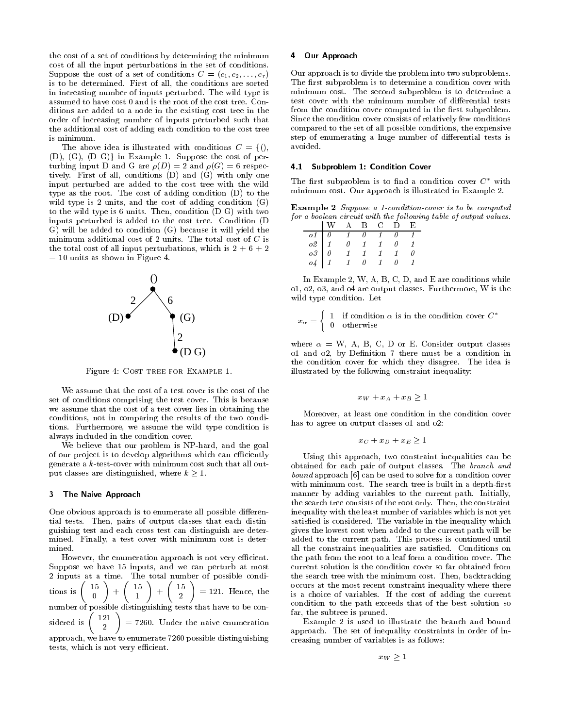the cost of a set of conditions by determining the minimum cost of all the input perturbations in the set of conditions. Suppose the cost of a set of conditions $C = (c_1, c_2, \ldots, c_r)$ is to be determined. First of all, the conditions are sorted in increasing number of inputs perturbed. The wild type is assumed to have cost 0 and is the root of the cost tree. Conditions are added to a node in the existing cost tree in the order of increasing number of inputs perturbed such that the additional cost of adding each condition to the cost tree is minimum.

The above idea is illustrated with conditions $C = \{()$, (D), (G), (D G)$\}$ in Example 1. Suppose the cost of perturbing input D and G are $\rho(D) = 2$ and $\rho(G) = 6$ respectively. First of all, conditions (D) and (G) with only one input perturbed are added to the cost tree with the wild type as the root. The cost of adding condition (D) to the wild type is 2 units, and the cost of adding condition (G) to the wild type is 6 units. Then, condition (D G) with two inputs perturbed is added to the cost tree. Condition (D G) will be added to condition (G) because it will yield the minimum additional cost of 2 units. The total cost of $C$ is the total cost of all input perturbations, which is 2 + 6 + 2 = 10 units as shown in Figure 4.

Figure 4: Cost tree for Example 1.

We assume that the cost of a test cover is the cost of the set of conditions comprising the test cover. This is because we assume that the cost of a test cover lies in obtaining the conditions, not in comparing the results of the two conditions. Furthermore, we assume the wild type condition is always included in the condition cover.

We believe that our problem is NP-hard, and the goal of our project is to develop algorithms which can efficiently generate a $k$-test-cover with minimum cost such that all output classes are distinguished, where $k \geq 1$.

## 3 The Naive Approach

One obvious approach is to enumerate all possible differential tests. Then, pairs of output classes that each distinguishing test and each cross test can distinguish are determined. Finally, a test cover with minimum cost is determined.

However, the enumeration approach is not very efficient. Suppose we have 15 inputs, and we can perturb at most 2 inputs at a time. The total number of possible conditions is $\binom{15}{0} + \binom{15}{1} + \binom{15}{2} = 121$. Hence, the number of possible distinguishing tests that have to be considered is $\binom{121}{2} = 7260$. Under the naive enumeration approach, we have to enumerate 7260 possible distinguishing tests, which is not very efficient.

## 4 Our Approach

Our approach is to divide the problem into two subproblems. The first subproblem is to determine a condition cover with minimum cost. The second subproblem is to determine a test cover with the minimum number of differential tests from the condition cover computed in the first subproblem. Since the condition cover consists of relatively few conditions compared to the set of all possible conditions, the expensive step of enumerating a huge number of differential tests is avoided.

### 4.1 Subproblem 1: Condition Cover

The first subproblem is to find a condition cover $C^*$ with minimum cost. Our approach is illustrated in Example 2.

**Example 2** *Suppose a 1-condition-cover is to be computed for a boolean circuit with the following table of output values.*

| | W | A | B | C | D | E |
|---|---|---|---|---|---|---|
| *o1* | *0* | *1* | *0* | *1* | *0* | *1* |
| *o2* | *1* | *0* | *1* | *1* | *0* | *1* |
| *o3* | *0* | *1* | *1* | *1* | *1* | *0* |
| *o4* | *1* | *1* | *0* | *1* | *0* | *1* |

In Example 2, W, A, B, C, D, and E are conditions while o1, o2, o3, and o4 are output classes. Furthermore, W is the wild type condition. Let

$$x_\alpha = \begin{cases} 1 & \text{if condition } \alpha \text{ is in the condition cover } C^* \\ 0 & \text{otherwise} \end{cases}$$

where $\alpha$ = W, A, B, C, D or E. Consider output classes o1 and o2, by Definition 7 there must be a condition in the condition cover for which they disagree. The idea is illustrated by the following constraint inequality:

$$x_W + x_A + x_B \geq 1$$

Moreover, at least one condition in the condition cover has to agree on output classes o1 and o2:

$$x_C + x_D + x_E \geq 1$$

Using this approach, two constraint inequalities can be obtained for each pair of output classes. The *branch and bound* approach [6] can be used to solve for a condition cover with minimum cost. The search tree is built in a depth-first manner by adding variables to the current path. Initially, the search tree consists of the root only. Then, the constraint inequality with the least number of variables which is not yet satisfied is considered. The variable in the inequality which gives the lowest cost when added to the current path will be added to the current path. This process is continued until all the constraint inequalities are satisfied. Conditions on the path from the root to a leaf form a condition cover. The current solution is the condition cover so far obtained from the search tree with the minimum cost. Then, backtracking occurs at the most recent constraint inequality where there is a choice of variables. If the cost of adding the current condition to the path exceeds that of the best solution so far, the subtree is pruned.

Example 2 is used to illustrate the branch and bound approach. The set of inequality constraints in order of increasing number of variables is as follows:

$$x_W \geq 1$$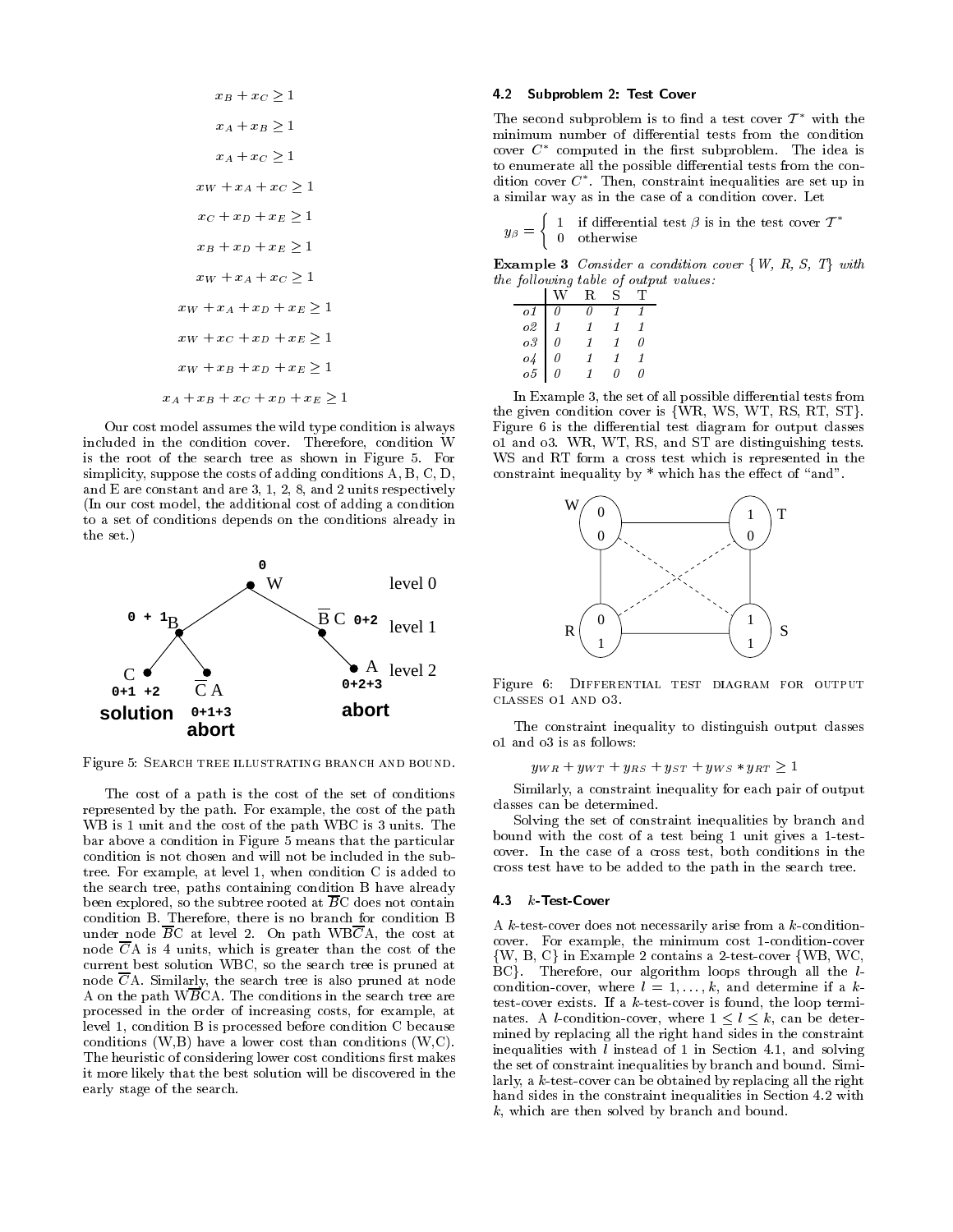$$x_B + x_C \geq 1$$

$$x_A + x_B \geq 1$$

$$x_A + x_C \geq 1$$

$$x_W + x_A + x_C \geq 1$$

$$x_C + x_D + x_E \geq 1$$

$$x_B + x_D + x_E \geq 1$$

$$x_W + x_A + x_C \geq 1$$

$$x_W + x_A + x_D + x_E \geq 1$$

$$x_W + x_C + x_D + x_E \geq 1$$

$$x_W + x_B + x_D + x_E \geq 1$$

$$x_A + x_B + x_C + x_D + x_E \geq 1$$

Our cost model assumes the wild type condition is always included in the condition cover. Therefore, condition W is the root of the search tree as shown in Figure 5. For simplicity, suppose the costs of adding conditions A, B, C, D, and E are constant and are 3, 1, 2, 8, and 2 units respectively (In our cost model, the additional cost of adding a condition to a set of conditions depends on the conditions already in the set.)

Figure 5: Search tree illustrating branch and bound.

The cost of a path is the cost of the set of conditions represented by the path. For example, the cost of the path WB is 1 unit and the cost of the path WBC is 3 units. The bar above a condition in Figure 5 means that the particular condition is not chosen and will not be included in the subtree. For example, at level 1, when condition C is added to the search tree, paths containing condition B have already been explored, so the subtree rooted at $\overline{B}$C does not contain condition B. Therefore, there is no branch for condition B under node $\overline{B}$C at level 2. On path WB$\overline{C}$A, the cost at node $\overline{C}$A is 4 units, which is greater than the cost of the current best solution WBC, so the search tree is pruned at node $\overline{C}$A. Similarly, the search tree is also pruned at node A on the path W$\overline{B}$CA. The conditions in the search tree are processed in the order of increasing costs, for example, at level 1, condition B is processed before condition C because conditions (W,B) have a lower cost than conditions (W,C). The heuristic of considering lower cost conditions first makes it more likely that the best solution will be discovered in the early stage of the search.

### 4.2 Subproblem 2: Test Cover

The second subproblem is to find a test cover $\mathcal{T}^*$ with the minimum number of differential tests from the condition cover $C^*$ computed in the first subproblem. The idea is to enumerate all the possible differential tests from the condition cover $C^*$. Then, constraint inequalities are set up in a similar way as in the case of a condition cover. Let

$$y_\beta = \begin{cases} 1 & \text{if differential test } \beta \text{ is in the test cover } \mathcal{T}^* \\ 0 & \text{otherwise} \end{cases}$$

**Example 3** *Consider a condition cover {W, R, S, T} with the following table of output values:*

| | W | R | S | T |
|---|---|---|---|---|
| *o1* | *0* | *0* | *1* | *1* |
| *o2* | *1* | *1* | *1* | *1* |
| *o3* | *0* | *1* | *1* | *0* |
| *o4* | *0* | *1* | *1* | *1* |
| *o5* | *0* | *1* | *0* | *0* |

In Example 3, the set of all possible differential tests from the given condition cover is {WR, WS, WT, RS, RT, ST}. Figure 6 is the differential test diagram for output classes o1 and o3. WR, WT, RS, and ST are distinguishing tests. WS and RT form a cross test which is represented in the constraint inequality by * which has the effect of "and".

Figure 6: Differential test diagram for output classes o1 and o3.

The constraint inequality to distinguish output classes o1 and o3 is as follows:

$$y_{WR} + y_{WT} + y_{RS} + y_{ST} + y_{WS} * y_{RT} \geq 1$$

Similarly, a constraint inequality for each pair of output classes can be determined.

Solving the set of constraint inequalities by branch and bound with the cost of a test being 1 unit gives a 1-test-cover. In the case of a cross test, both conditions in the cross test have to be added to the path in the search tree.

### 4.3 *k*-Test-Cover

A *k*-test-cover does not necessarily arise from a *k*-condition-cover. For example, the minimum cost 1-condition-cover {W, B, C} in Example 2 contains a 2-test-cover {WB, WC, BC}. Therefore, our algorithm loops through all the *l*-condition-cover, where $l = 1, \ldots, k$, and determine if a *k*-test-cover exists. If a *k*-test-cover is found, the loop terminates. A *l*-condition-cover, where $1 \leq l \leq k$, can be determined by replacing all the right hand sides in the constraint inequalities with *l* instead of 1 in Section 4.1, and solving the set of constraint inequalities by branch and bound. Similarly, a *k*-test-cover can be obtained by replacing all the right hand sides in the constraint inequalities in Section 4.2 with *k*, which are then solved by branch and bound.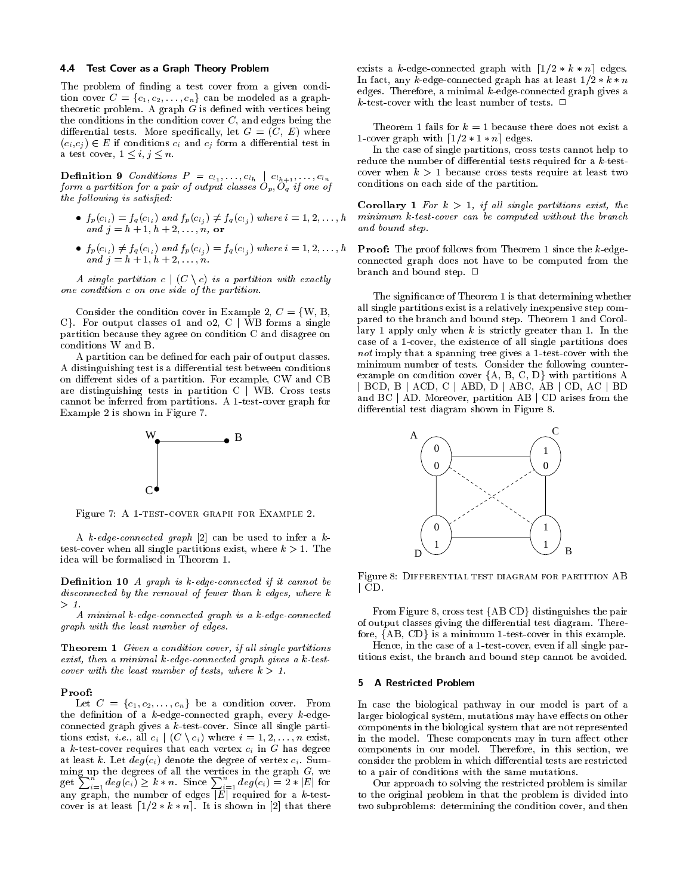### 4.4 Test Cover as a Graph Theory Problem

The problem of finding a test cover from a given condition cover $C = \{c_1, c_2, \ldots, c_n\}$ can be modeled as a graph-theoretic problem. A graph $G$ is defined with vertices being the conditions in the condition cover $C$, and edges being the differential tests. More specifically, let $G = (C, E)$ where $(c_i, c_j) \in E$ if conditions $c_i$ and $c_j$ form a differential test in a test cover, $1 \leq i, j \leq n$.

**Definition 9** *Conditions $P = c_{l_1}, \ldots, c_{l_h} \mid c_{l_{h+1}}, \ldots, c_{l_n}$ form a partition for a pair of output classes $O_p, O_q$ if one of the following is satisfied:*

- $f_p(c_{l_i}) = f_q(c_{l_i})$ *and* $f_p(c_{l_j}) \neq f_q(c_{l_j})$ *where* $i = 1, 2, \ldots, h$ *and* $j = h+1, h+2, \ldots, n$, **or**
- $f_p(c_{l_i}) \neq f_q(c_{l_i})$ *and* $f_p(c_{l_j}) = f_q(c_{l_j})$ *where* $i = 1, 2, \ldots, h$ *and* $j = h+1, h+2, \ldots, n$.

*A single partition $c \mid (C \setminus c)$ is a partition with exactly one condition $c$ on one side of the partition.*

Consider the condition cover in Example 2, $C = \{$W, B, C$\}$. For output classes o1 and o2, C | WB forms a single partition because they agree on condition C and disagree on conditions W and B.

A partition can be defined for each pair of output classes. A distinguishing test is a differential test between conditions on different sides of a partition. For example, CW and CB are distinguishing tests in partition C | WB. Cross tests cannot be inferred from partitions. A 1-test-cover graph for Example 2 is shown in Figure 7.

Figure 7: A 1-TEST-COVER GRAPH FOR EXAMPLE 2.

A *k-edge-connected graph* [2] can be used to infer a $k$-test-cover when all single partitions exist, where $k > 1$. The idea will be formalised in Theorem 1.

**Definition 10** *A graph is k-edge-connected if it cannot be disconnected by the removal of fewer than k edges, where k > 1.*

*A minimal k-edge-connected graph is a k-edge-connected graph with the least number of edges.*

**Theorem 1** *Given a condition cover, if all single partitions exist, then a minimal k-edge-connected graph gives a k-test-cover with the least number of tests, where k > 1.*

**Proof:**
Let $C = \{c_1, c_2, \ldots, c_n\}$ be a condition cover. From the definition of a $k$-edge-connected graph, every $k$-edge-connected graph gives a $k$-test-cover. Since all single partitions exist, *i.e.*, all $c_i \mid (C \setminus c_i)$ where $i = 1, 2, \ldots, n$ exist, a $k$-test-cover requires that each vertex $c_i$ in $G$ has degree at least $k$. Let $deg(c_i)$ denote the degree of vertex $c_i$. Summing up the degrees of all the vertices in the graph $G$, we get $\sum_{i=1}^{n} deg(c_i) \geq k * n$. Since $\sum_{i=1}^{n} deg(c_i) = 2 * |E|$ for any graph, the number of edges $|E|$ required for a $k$-test-cover is at least $\lceil 1/2 * k * n \rceil$. It is shown in [2] that there exists a $k$-edge-connected graph with $\lceil 1/2 * k * n \rceil$ edges. In fact, any $k$-edge-connected graph has at least $1/2 * k * n$ edges. Therefore, a minimal $k$-edge-connected graph gives a $k$-test-cover with the least number of tests. □

Theorem 1 fails for $k = 1$ because there does not exist a 1-cover graph with $\lceil 1/2 * 1 * n \rceil$ edges.

In the case of single partitions, cross tests cannot help to reduce the number of differential tests required for a $k$-test-cover when $k > 1$ because cross tests require at least two conditions on each side of the partition.

**Corollary 1** *For $k > 1$, if all single partitions exist, the minimum k-test-cover can be computed without the branch and bound step.*

**Proof:** The proof follows from Theorem 1 since the $k$-edge-connected graph does not have to be computed from the branch and bound step. □

The significance of Theorem 1 is that determining whether all single partitions exist is a relatively inexpensive step compared to the branch and bound step. Theorem 1 and Corollary 1 apply only when $k$ is strictly greater than 1. In the case of a 1-cover, the existence of all single partitions does *not* imply that a spanning tree gives a 1-test-cover with the minimum number of tests. Consider the following counter-example on condition cover $\{$A, B, C, D$\}$ with partitions A | BCD, B | ACD, C | ABD, D | ABC, AB | CD, AC | BD and BC | AD. Moreover, partition AB | CD arises from the differential test diagram shown in Figure 8.

Figure 8: DIFFERENTIAL TEST DIAGRAM FOR PARTITION AB | CD.

From Figure 8, cross test $\{$AB CD$\}$ distinguishes the pair of output classes giving the differential test diagram. Therefore, $\{$AB, CD$\}$ is a minimum 1-test-cover in this example.

Hence, in the case of a 1-test-cover, even if all single partitions exist, the branch and bound step cannot be avoided.

## 5 A Restricted Problem

In case the biological pathway in our model is part of a larger biological system, mutations may have effects on other components in the biological system that are not represented in the model. These components may in turn affect other components in our model. Therefore, in this section, we consider the problem in which differential tests are restricted to a pair of conditions with the same mutations.

Our approach to solving the restricted problem is similar to the original problem in that the problem is divided into two subproblems: determining the condition cover, and then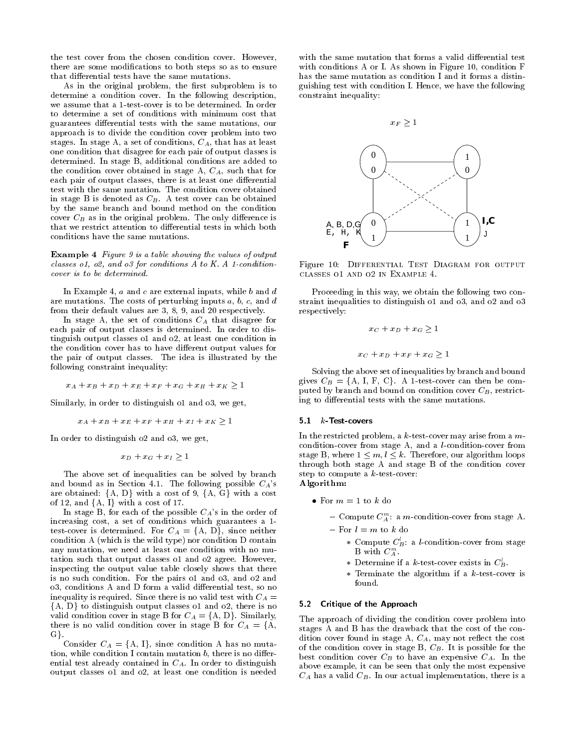the test cover from the chosen condition cover. However, there are some modifications to both steps so as to ensure that differential tests have the same mutations.

As in the original problem, the first subproblem is to determine a condition cover. In the following description, we assume that a 1-test-cover is to be determined. In order to determine a set of conditions with minimum cost that guarantees differential tests with the same mutations, our approach is to divide the condition cover problem into two stages. In stage A, a set of conditions, $C_A$, that has at least one condition that disagree for each pair of output classes is determined. In stage B, additional conditions are added to the condition cover obtained in stage A, $C_A$, such that for each pair of output classes, there is at least one differential test with the same mutation. The condition cover obtained in stage B is denoted as $C_B$. A test cover can be obtained by the same branch and bound method on the condition cover $C_B$ as in the original problem. The only difference is that we restrict attention to differential tests in which both conditions have the same mutations.

**Example 4** *Figure 9 is a table showing the values of output classes o1, o2, and o3 for conditions A to K. A 1-condition-cover is to be determined.*

In Example 4, $a$ and $c$ are external inputs, while $b$ and $d$ are mutations. The costs of perturbing inputs $a$, $b$, $c$, and $d$ from their default values are 3, 8, 9, and 20 respectively.

In stage A, the set of conditions $C_A$ that disagree for each pair of output classes is determined. In order to distinguish output classes o1 and o2, at least one condition in the condition cover has to have different output values for the pair of output classes. The idea is illustrated by the following constraint inequality:

$$x_A + x_B + x_D + x_E + x_F + x_G + x_H + x_K \geq 1$$

Similarly, in order to distinguish o1 and o3, we get,

$$x_A + x_B + x_E + x_F + x_H + x_I + x_K \geq 1$$

In order to distinguish o2 and o3, we get,

$$x_D + x_G + x_I \geq 1$$

The above set of inequalities can be solved by branch and bound as in Section 4.1. The following possible $C_A$'s are obtained: {A, D} with a cost of 9, {A, G} with a cost of 12, and {A, I} with a cost of 17.

In stage B, for each of the possible $C_A$'s in the order of increasing cost, a set of conditions which guarantees a 1-test-cover is determined. For $C_A$ = {A, D}, since neither condition A (which is the wild type) nor condition D contain any mutation, we need at least one condition with no mutation such that output classes o1 and o2 agree. However, inspecting the output value table closely shows that there is no such condition. For the pairs o1 and o3, and o2 and o3, conditions A and D form a valid differential test, so no inequality is required. Since there is no valid test with $C_A$ = {A, D} to distinguish output classes o1 and o2, there is no valid condition cover in stage B for $C_A$ = {A, D}. Similarly, there is no valid condition cover in stage B for $C_A$ = {A, G}.

Consider $C_A$ = {A, I}, since condition A has no mutation, while condition I contain mutation $b$, there is no differential test already contained in $C_A$. In order to distinguish output classes o1 and o2, at least one condition is needed with the same mutation that forms a valid differential test with conditions A or I. As shown in Figure 10, condition F has the same mutation as condition I and it forms a distinguishing test with condition I. Hence, we have the following constraint inequality:

$$x_F \geq 1$$

Figure 10: Differential Test Diagram for output classes o1 and o2 in Example 4.

Proceeding in this way, we obtain the following two constraint inequalities to distinguish o1 and o3, and o2 and o3 respectively:

$$x_C + x_D + x_G \geq 1$$

$$x_C + x_D + x_F + x_G \geq 1$$

Solving the above set of inequalities by branch and bound gives $C_B$ = {A, I, F, C}. A 1-test-cover can then be computed by branch and bound on condition cover $C_B$, restricting to differential tests with the same mutations.

### 5.1 $k$-Test-covers

In the restricted problem, a $k$-test-cover may arise from a $m$-condition-cover from stage A, and a $l$-condition-cover from stage B, where $1 \leq m, l \leq k$. Therefore, our algorithm loops through both stage A and stage B of the condition cover step to compute a $k$-test-cover:

**Algorithm:**

- For $m = 1$ to $k$ do
  - Compute $C_A^m$: a $m$-condition-cover from stage A.
  - For $l = m$ to $k$ do
    - Compute $C_B^l$: a $l$-condition-cover from stage B with $C_A^m$.
    - Determine if a $k$-test-cover exists in $C_B^l$.
    - Terminate the algorithm if a $k$-test-cover is found.

### 5.2 Critique of the Approach

The approach of dividing the condition cover problem into stages A and B has the drawback that the cost of the condition cover found in stage A, $C_A$, may not reflect the cost of the condition cover in stage B, $C_B$. It is possible for the best condition cover $C_B$ to have an expensive $C_A$. In the above example, it can be seen that only the most expensive $C_A$ has a valid $C_B$. In our actual implementation, there is a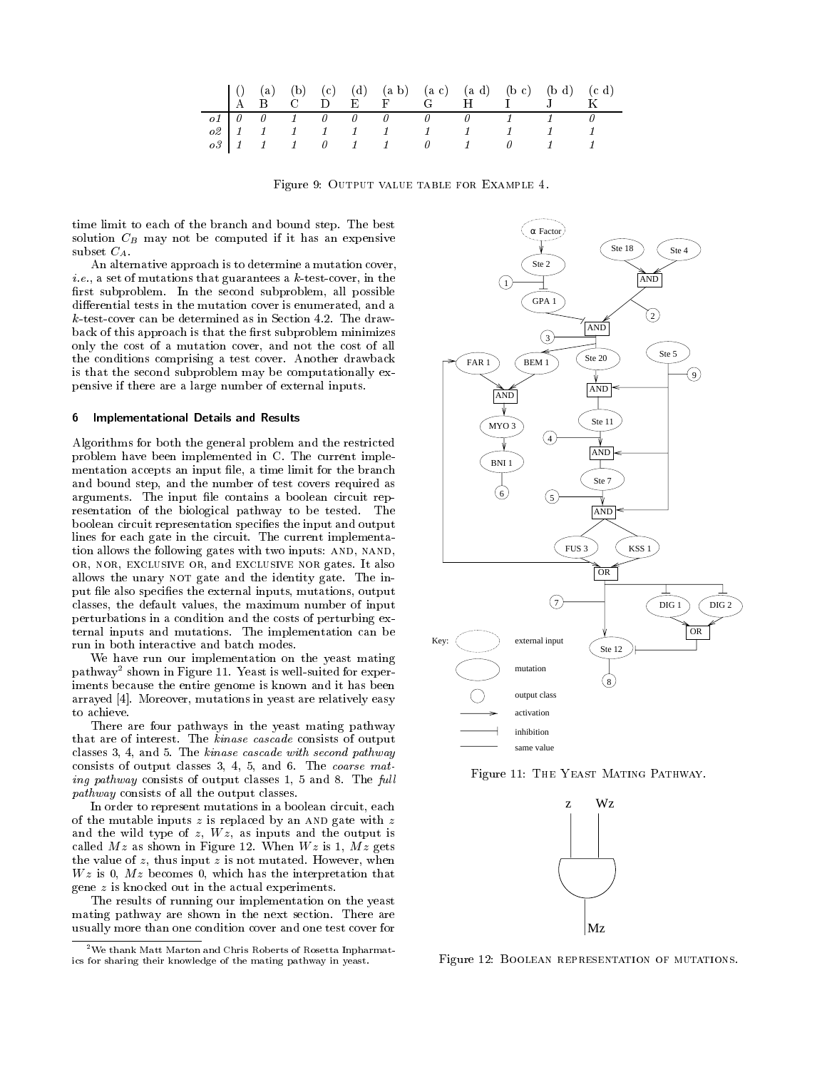| | () | (a) | (b) | (c) | (d) | (a b) | (a c) | (a d) | (b c) | (b d) | (c d) |
|---|---|---|---|---|---|---|---|---|---|---|---|
| | A | B | C | D | E | F | G | H | I | J | K |
| *o1* | *0* | *0* | *1* | *0* | *0* | *0* | *0* | *0* | *1* | *1* | *0* |
| *o2* | *1* | *1* | *1* | *1* | *1* | *1* | *1* | *1* | *1* | *1* | *1* |
| *o3* | *1* | *1* | *1* | *0* | *1* | *1* | *0* | *1* | *0* | *1* | *1* |

Figure 9: Output value table for Example 4.

time limit to each of the branch and bound step. The best solution $C_B$ may not be computed if it has an expensive subset $C_A$.

An alternative approach is to determine a mutation cover, *i.e.*, a set of mutations that guarantees a $k$-test-cover, in the first subproblem. In the second subproblem, all possible differential tests in the mutation cover is enumerated, and a $k$-test-cover can be determined as in Section 4.2. The drawback of this approach is that the first subproblem minimizes only the cost of a mutation cover, and not the cost of all the conditions comprising a test cover. Another drawback is that the second subproblem may be computationally expensive if there are a large number of external inputs.

## 6 Implementational Details and Results

Algorithms for both the general problem and the restricted problem have been implemented in C. The current implementation accepts an input file, a time limit for the branch and bound step, and the number of test covers required as arguments. The input file contains a boolean circuit representation of the biological pathway to be tested. The boolean circuit representation specifies the input and output lines for each gate in the circuit. The current implementation allows the following gates with two inputs: AND, NAND, OR, NOR, EXCLUSIVE OR, and EXCLUSIVE NOR gates. It also allows the unary NOT gate and the identity gate. The input file also specifies the external inputs, mutations, output classes, the default values, the maximum number of input perturbations in a condition and the costs of perturbing external inputs and mutations. The implementation can be run in both interactive and batch modes.

We have run our implementation on the yeast mating pathway[2] shown in Figure 11. Yeast is well-suited for experiments because the entire genome is known and it has been arrayed [4]. Moreover, mutations in yeast are relatively easy to achieve.

There are four pathways in the yeast mating pathway that are of interest. The *kinase cascade* consists of output classes 3, 4, and 5. The *kinase cascade with second pathway* consists of output classes 3, 4, 5, and 6. The *coarse mating pathway* consists of output classes 1, 5 and 8. The *full pathway* consists of all the output classes.

In order to represent mutations in a boolean circuit, each of the mutable inputs $z$ is replaced by an AND gate with $z$ and the wild type of $z$, $Wz$, as inputs and the output is called $Mz$ as shown in Figure 12. When $Wz$ is 1, $Mz$ gets the value of $z$, thus input $z$ is not mutated. However, when $Wz$ is 0, $Mz$ becomes 0, which has the interpretation that gene $z$ is knocked out in the actual experiments.

The results of running our implementation on the yeast mating pathway are shown in the next section. There are usually more than one condition cover and one test cover for

[2] We thank Matt Marton and Chris Roberts of Rosetta Inpharmatics for sharing their knowledge of the mating pathway in yeast.

Figure 11: The Yeast Mating Pathway.

Figure 12: Boolean representation of mutations.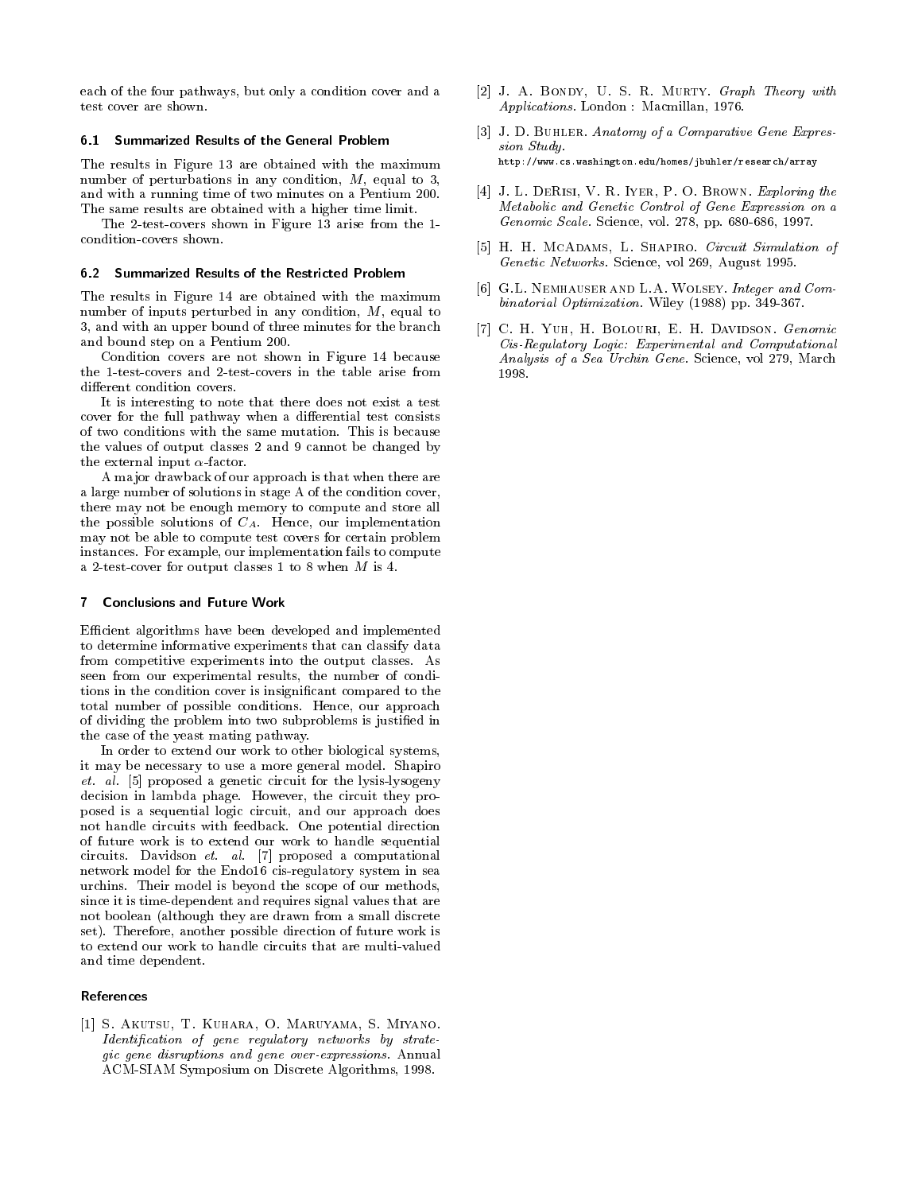each of the four pathways, but only a condition cover and a test cover are shown.

### 6.1 Summarized Results of the General Problem

The results in Figure 13 are obtained with the maximum number of perturbations in any condition, $M$, equal to 3, and with a running time of two minutes on a Pentium 200. The same results are obtained with a higher time limit.

The 2-test-covers shown in Figure 13 arise from the 1-condition-covers shown.

### 6.2 Summarized Results of the Restricted Problem

The results in Figure 14 are obtained with the maximum number of inputs perturbed in any condition, $M$, equal to 3, and with an upper bound of three minutes for the branch and bound step on a Pentium 200.

Condition covers are not shown in Figure 14 because the 1-test-covers and 2-test-covers in the table arise from different condition covers.

It is interesting to note that there does not exist a test cover for the full pathway when a differential test consists of two conditions with the same mutation. This is because the values of output classes 2 and 9 cannot be changed by the external input $\alpha$-factor.

A major drawback of our approach is that when there are a large number of solutions in stage A of the condition cover, there may not be enough memory to compute and store all the possible solutions of $C_A$. Hence, our implementation may not be able to compute test covers for certain problem instances. For example, our implementation fails to compute a 2-test-cover for output classes 1 to 8 when $M$ is 4.

## 7 Conclusions and Future Work

Efficient algorithms have been developed and implemented to determine informative experiments that can classify data from competitive experiments into the output classes. As seen from our experimental results, the number of conditions in the condition cover is insignificant compared to the total number of possible conditions. Hence, our approach of dividing the problem into two subproblems is justified in the case of the yeast mating pathway.

In order to extend our work to other biological systems, it may be necessary to use a more general model. Shapiro *et. al.* [5] proposed a genetic circuit for the lysis-lysogeny decision in lambda phage. However, the circuit they proposed is a sequential logic circuit, and our approach does not handle circuits with feedback. One potential direction of future work is to extend our work to handle sequential circuits. Davidson *et. al.* [7] proposed a computational network model for the Endo16 cis-regulatory system in sea urchins. Their model is beyond the scope of our methods, since it is time-dependent and requires signal values that are not boolean (although they are drawn from a small discrete set). Therefore, another possible direction of future work is to extend our work to handle circuits that are multi-valued and time dependent.

## References

[1] S. Akutsu, T. Kuhara, O. Maruyama, S. Miyano. *Identification of gene regulatory networks by strategic gene disruptions and gene over-expressions.* Annual ACM-SIAM Symposium on Discrete Algorithms, 1998.

[2] J. A. Bondy, U. S. R. Murty. *Graph Theory with Applications.* London : Macmillan, 1976.

[3] J. D. Buhler. *Anatomy of a Comparative Gene Expression Study.* http://www.cs.washington.edu/homes/jbuhler/research/array

[4] J. L. DeRisi, V. R. Iyer, P. O. Brown. *Exploring the Metabolic and Genetic Control of Gene Expression on a Genomic Scale.* Science, vol. 278, pp. 680-686, 1997.

[5] H. H. McAdams, L. Shapiro. *Circuit Simulation of Genetic Networks.* Science, vol 269, August 1995.

[6] G.L. Nemhauser and L.A. Wolsey. *Integer and Combinatorial Optimization.* Wiley (1988) pp. 349-367.

[7] C. H. Yuh, H. Bolouri, E. H. Davidson. *Genomic Cis-Regulatory Logic: Experimental and Computational Analysis of a Sea Urchin Gene.* Science, vol 279, March 1998.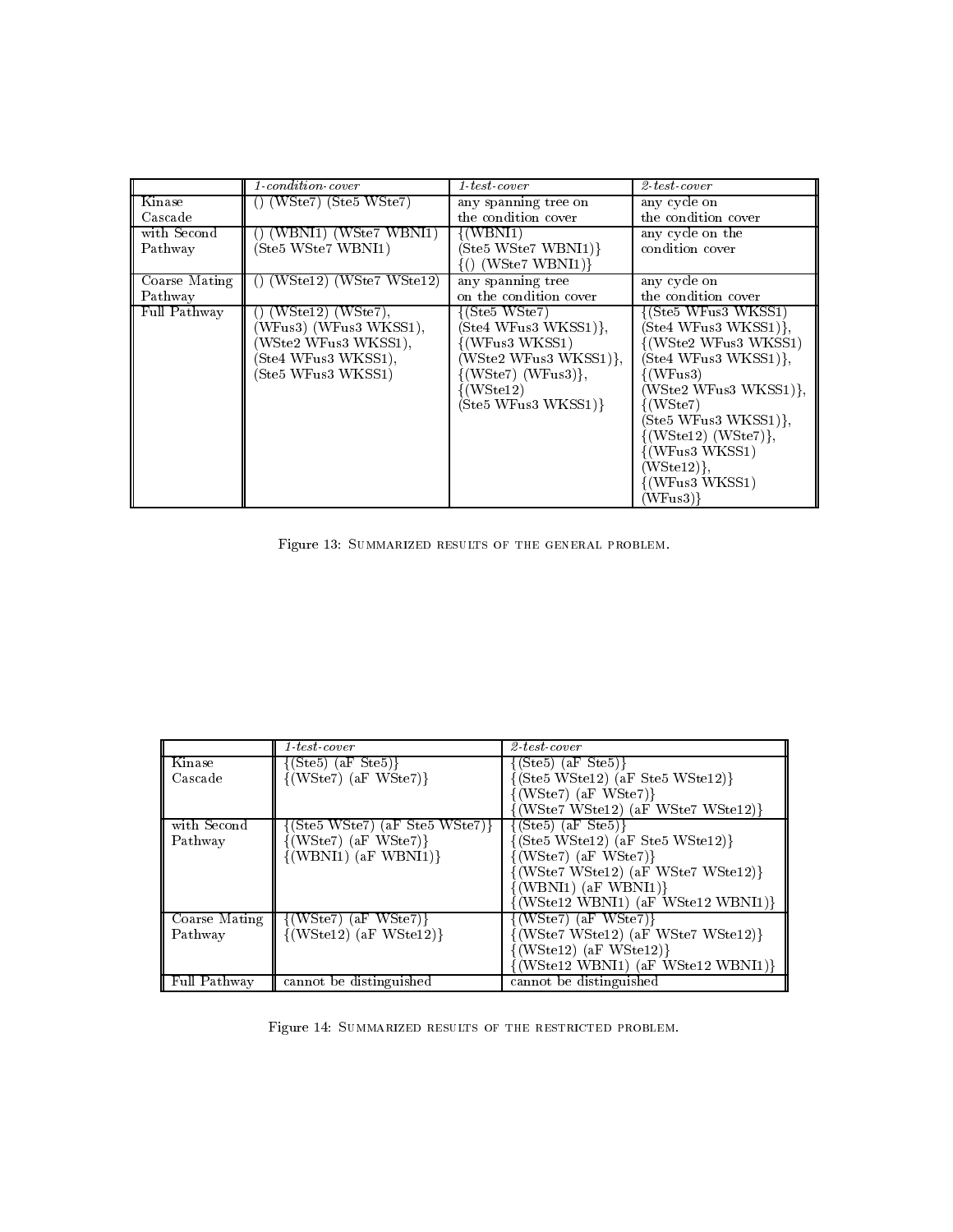| | *1-condition-cover* | *1-test-cover* | *2-test-cover* |
|---|---|---|---|
| Kinase Cascade | () (WSte7) (Ste5 WSte7) | any spanning tree on the condition cover | any cycle on the condition cover |
| with Second Pathway | () (WBNI1) (WSte7 WBNI1) (Ste5 WSte7 WBNI1) | {(WBNI1) (Ste5 WSte7 WBNI1)} {() (WSte7 WBNI1)} | any cycle on the condition cover |
| Coarse Mating Pathway | () (WSte12) (WSte7 WSte12) | any spanning tree on the condition cover | any cycle on the condition cover |
| Full Pathway | () (WSte12) (WSte7), (WFus3) (WFus3 WKSS1), (WSte2 WFus3 WKSS1), (Ste4 WFus3 WKSS1), (Ste5 WFus3 WKSS1) | {(Ste5 WSte7) (Ste4 WFus3 WKSS1)}, {(WFus3 WKSS1) (WSte2 WFus3 WKSS1)}, {(WSte7) (WFus3)}, {(WSte12) (Ste5 WFus3 WKSS1)} | {(Ste5 WFus3 WKSS1) (Ste4 WFus3 WKSS1)}, {(WSte2 WFus3 WKSS1) (Ste4 WFus3 WKSS1)}, {(WFus3) (WSte2 WFus3 WKSS1)}, {(WSte7) (Ste5 WFus3 WKSS1)}, {(WSte12) (WSte7)}, {(WFus3 WKSS1) (WSte12)}, {(WFus3 WKSS1) (WFus3)} |

Figure 13: Summarized results of the general problem.

| | *1-test-cover* | *2-test-cover* |
|---|---|---|
| Kinase Cascade | {(Ste5) (aF Ste5)} {(WSte7) (aF WSte7)} | {(Ste5) (aF Ste5)} {(Ste5 WSte12) (aF Ste5 WSte12)} {(WSte7) (aF WSte7)} {(WSte7 WSte12) (aF WSte7 WSte12)} |
| with Second Pathway | {(Ste5 WSte7) (aF Ste5 WSte7)} {(WSte7) (aF WSte7)} {(WBNI1) (aF WBNI1)} | {(Ste5) (aF Ste5)} {(Ste5 WSte12) (aF Ste5 WSte12)} {(WSte7) (aF WSte7)} {(WSte7 WSte12) (aF WSte7 WSte12)} {(WBNI1) (aF WBNI1)} {(WSte12 WBNI1) (aF WSte12 WBNI1)} |
| Coarse Mating Pathway | {(WSte7) (aF WSte7)} {(WSte12) (aF WSte12)} | {(WSte7) (aF WSte7)} {(WSte7 WSte12) (aF WSte7 WSte12)} {(WSte12) (aF WSte12)} {(WSte12 WBNI1) (aF WSte12 WBNI1)} |
| Full Pathway | cannot be distinguished | cannot be distinguished |

Figure 14: Summarized results of the restricted problem.